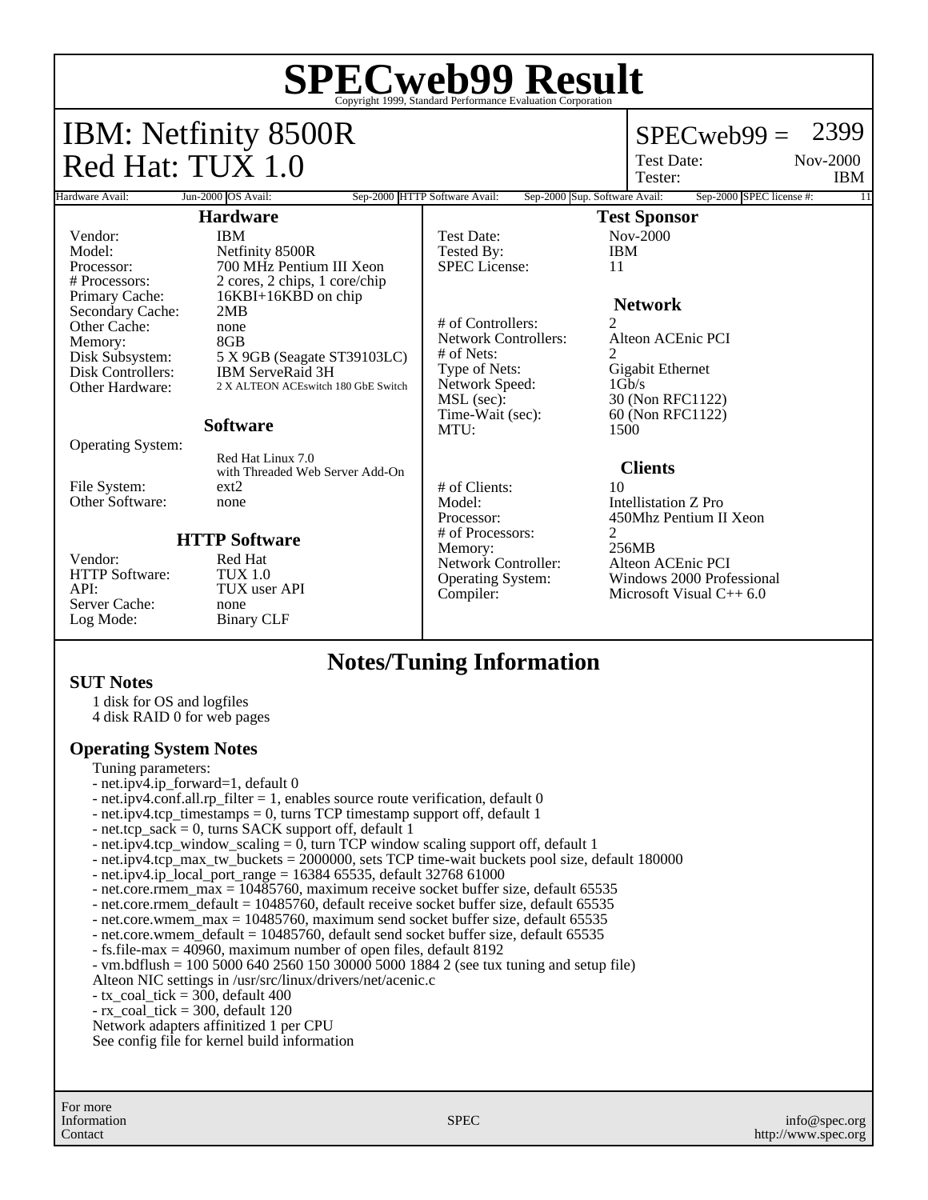# SPECweb99 Result

Copyright 1999, Standard Performance Evaluation Corporation

## IBM: Netfinity 8500R
## Red Hat: TUX 1.0

SPECweb99 = 2399

| | |
|---|---|
| Test Date: | Nov-2000 |
| Tester: | IBM |

| Hardware Avail: | Jun-2000 | OS Avail: | Sep-2000 | HTTP Software Avail: | Sep-2000 | Sup. Software Avail: | Sep-2000 | SPEC license #: | 11 |
|---|---|---|---|---|---|---|---|---|---|

### Hardware

| | |
|---|---|
| Vendor: | IBM |
| Model: | Netfinity 8500R |
| Processor: | 700 MHz Pentium III Xeon |
| # Processors: | 2 cores, 2 chips, 1 core/chip |
| Primary Cache: | 16KBI+16KBD on chip |
| Secondary Cache: | 2MB |
| Other Cache: | none |
| Memory: | 8GB |
| Disk Subsystem: | 5 X 9GB (Seagate ST39103LC) |
| Disk Controllers: | IBM ServeRaid 3H |
| Other Hardware: | 2 X ALTEON ACEswitch 180 GbE Switch |

### Software

| | |
|---|---|
| Operating System: | Red Hat Linux 7.0 with Threaded Web Server Add-On |
| File System: | ext2 |
| Other Software: | none |

### HTTP Software

| | |
|---|---|
| Vendor: | Red Hat |
| HTTP Software: | TUX 1.0 |
| API: | TUX user API |
| Server Cache: | none |
| Log Mode: | Binary CLF |

### Test Sponsor

| | |
|---|---|
| Test Date: | Nov-2000 |
| Tested By: | IBM |
| SPEC License: | 11 |

### Network

| | |
|---|---|
| # of Controllers: | 2 |
| Network Controllers: | Alteon ACEnic PCI |
| # of Nets: | 2 |
| Type of Nets: | Gigabit Ethernet |
| Network Speed: | 1Gb/s |
| MSL (sec): | 30 (Non RFC1122) |
| Time-Wait (sec): | 60 (Non RFC1122) |
| MTU: | 1500 |

### Clients

| | |
|---|---|
| # of Clients: | 10 |
| Model: | Intellistation Z Pro |
| Processor: | 450Mhz Pentium II Xeon |
| # of Processors: | 2 |
| Memory: | 256MB |
| Network Controller: | Alteon ACEnic PCI |
| Operating System: | Windows 2000 Professional |
| Compiler: | Microsoft Visual C++ 6.0 |

## Notes/Tuning Information

### SUT Notes

1 disk for OS and logfiles
4 disk RAID 0 for web pages

### Operating System Notes

Tuning parameters:
- net.ipv4.ip_forward=1, default 0
- net.ipv4.conf.all.rp_filter = 1, enables source route verification, default 0
- net.ipv4.tcp_timestamps = 0, turns TCP timestamp support off, default 1
- net.tcp_sack = 0, turns SACK support off, default 1
- net.ipv4.tcp_window_scaling = 0, turn TCP window scaling support off, default 1
- net.ipv4.tcp_max_tw_buckets = 2000000, sets TCP time-wait buckets pool size, default 180000
- net.ipv4.ip_local_port_range = 16384 65535, default 32768 61000
- net.core.rmem_max = 10485760, maximum receive socket buffer size, default 65535
- net.core.rmem_default = 10485760, default receive socket buffer size, default 65535
- net.core.wmem_max = 10485760, maximum send socket buffer size, default 65535
- net.core.wmem_default = 10485760, default send socket buffer size, default 65535
- fs.file-max = 40960, maximum number of open files, default 8192
- vm.bdflush = 100 5000 640 2560 150 30000 5000 1884 2 (see tux tuning and setup file)

Alteon NIC settings in /usr/src/linux/drivers/net/acenic.c
- tx_coal_tick = 300, default 400
- rx_coal_tick = 300, default 120

Network adapters affinitized 1 per CPU
See config file for kernel build information

For more Information Contact — SPEC — info@spec.org http://www.spec.org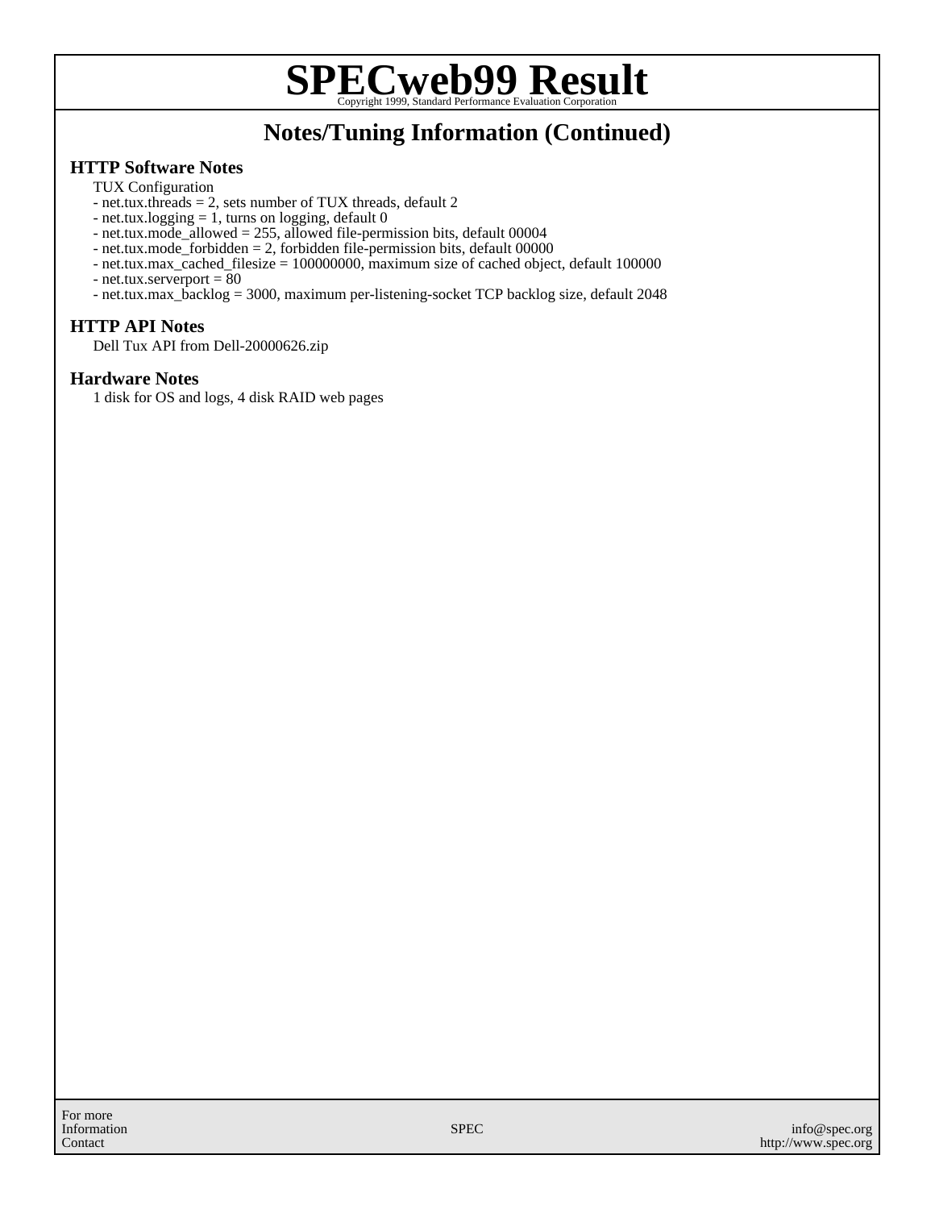# SPECweb99 Result

Copyright 1999, Standard Performance Evaluation Corporation

## Notes/Tuning Information (Continued)

### HTTP Software Notes

TUX Configuration
- net.tux.threads = 2, sets number of TUX threads, default 2
- net.tux.logging = 1, turns on logging, default 0
- net.tux.mode_allowed = 255, allowed file-permission bits, default 00004
- net.tux.mode_forbidden = 2, forbidden file-permission bits, default 00000
- net.tux.max_cached_filesize = 100000000, maximum size of cached object, default 100000
- net.tux.serverport = 80
- net.tux.max_backlog = 3000, maximum per-listening-socket TCP backlog size, default 2048

### HTTP API Notes

Dell Tux API from Dell-20000626.zip

### Hardware Notes

1 disk for OS and logs, 4 disk RAID web pages

For more Information Contact | SPEC | info@spec.org http://www.spec.org